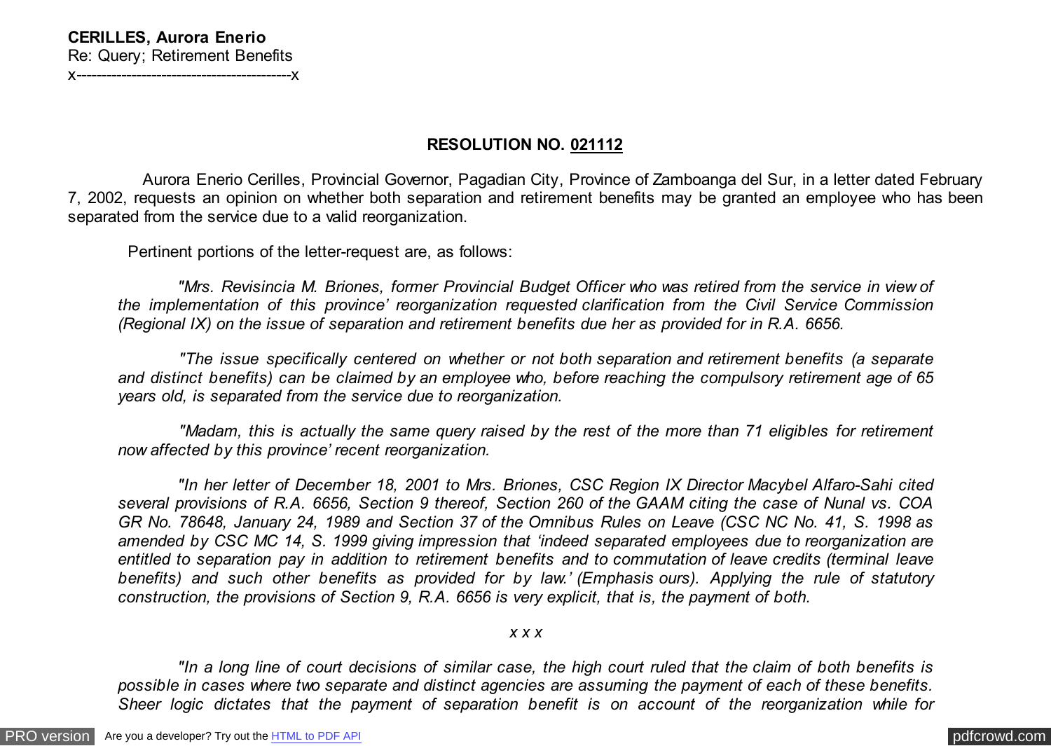**CERILLES, Aurora Enerio**
Re: Query; Retirement Benefits
x-------------------------------------------x

## RESOLUTION NO. 021112

Aurora Enerio Cerilles, Provincial Governor, Pagadian City, Province of Zamboanga del Sur, in a letter dated February 7, 2002, requests an opinion on whether both separation and retirement benefits may be granted an employee who has been separated from the service due to a valid reorganization.

Pertinent portions of the letter-request are, as follows:

> *"Mrs. Revisincia M. Briones, former Provincial Budget Officer who was retired from the service in view of the implementation of this province' reorganization requested clarification from the Civil Service Commission (Regional IX) on the issue of separation and retirement benefits due her as provided for in R.A. 6656.*
>
> *"The issue specifically centered on whether or not both separation and retirement benefits (a separate and distinct benefits) can be claimed by an employee who, before reaching the compulsory retirement age of 65 years old, is separated from the service due to reorganization.*
>
> *"Madam, this is actually the same query raised by the rest of the more than 71 eligibles for retirement now affected by this province' recent reorganization.*
>
> *"In her letter of December 18, 2001 to Mrs. Briones, CSC Region IX Director Macybel Alfaro-Sahi cited several provisions of R.A. 6656, Section 9 thereof, Section 260 of the GAAM citing the case of Nunal vs. COA GR No. 78648, January 24, 1989 and Section 37 of the Omnibus Rules on Leave (CSC NC No. 41, S. 1998 as amended by CSC MC 14, S. 1999 giving impression that 'indeed separated employees due to reorganization are entitled to separation pay in addition to retirement benefits and to commutation of leave credits (terminal leave benefits) and such other benefits as provided for by law.' (Emphasis ours). Applying the rule of statutory construction, the provisions of Section 9, R.A. 6656 is very explicit, that is, the payment of both.*
>
> *x x x*
>
> *"In a long line of court decisions of similar case, the high court ruled that the claim of both benefits is possible in cases where two separate and distinct agencies are assuming the payment of each of these benefits. Sheer logic dictates that the payment of separation benefit is on account of the reorganization while for*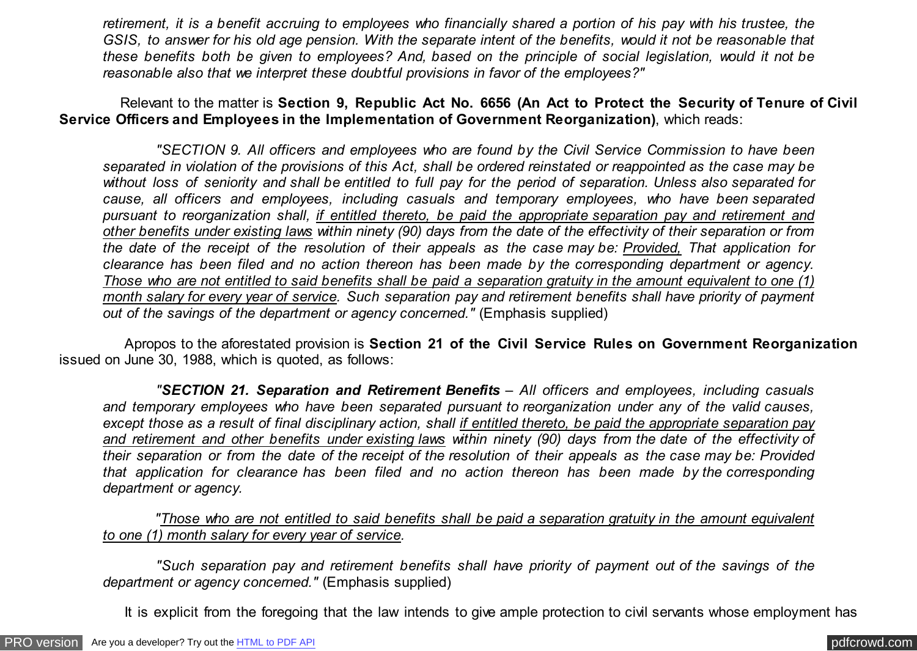*retirement, it is a benefit accruing to employees who financially shared a portion of his pay with his trustee, the GSIS, to answer for his old age pension. With the separate intent of the benefits, would it not be reasonable that these benefits both be given to employees? And, based on the principle of social legislation, would it not be reasonable also that we interpret these doubtful provisions in favor of the employees?"*

Relevant to the matter is **Section 9, Republic Act No. 6656 (An Act to Protect the Security of Tenure of Civil Service Officers and Employees in the Implementation of Government Reorganization)**, which reads:

*"SECTION 9. All officers and employees who are found by the Civil Service Commission to have been separated in violation of the provisions of this Act, shall be ordered reinstated or reappointed as the case may be without loss of seniority and shall be entitled to full pay for the period of separation. Unless also separated for cause, all officers and employees, including casuals and temporary employees, who have been separated pursuant to reorganization shall, if entitled thereto, be paid the appropriate separation pay and retirement and other benefits under existing laws within ninety (90) days from the date of the effectivity of their separation or from the date of the receipt of the resolution of their appeals as the case may be: Provided, That application for clearance has been filed and no action thereon has been made by the corresponding department or agency. Those who are not entitled to said benefits shall be paid a separation gratuity in the amount equivalent to one (1) month salary for every year of service. Such separation pay and retirement benefits shall have priority of payment out of the savings of the department or agency concerned."* (Emphasis supplied)

Apropos to the aforestated provision is **Section 21 of the Civil Service Rules on Government Reorganization** issued on June 30, 1988, which is quoted, as follows:

*"**SECTION 21. Separation and Retirement Benefits** – All officers and employees, including casuals and temporary employees who have been separated pursuant to reorganization under any of the valid causes, except those as a result of final disciplinary action, shall if entitled thereto, be paid the appropriate separation pay and retirement and other benefits under existing laws within ninety (90) days from the date of the effectivity of their separation or from the date of the receipt of the resolution of their appeals as the case may be: Provided that application for clearance has been filed and no action thereon has been made by the corresponding department or agency.*

*"Those who are not entitled to said benefits shall be paid a separation gratuity in the amount equivalent to one (1) month salary for every year of service.*

*"Such separation pay and retirement benefits shall have priority of payment out of the savings of the department or agency concerned."* (Emphasis supplied)

It is explicit from the foregoing that the law intends to give ample protection to civil servants whose employment has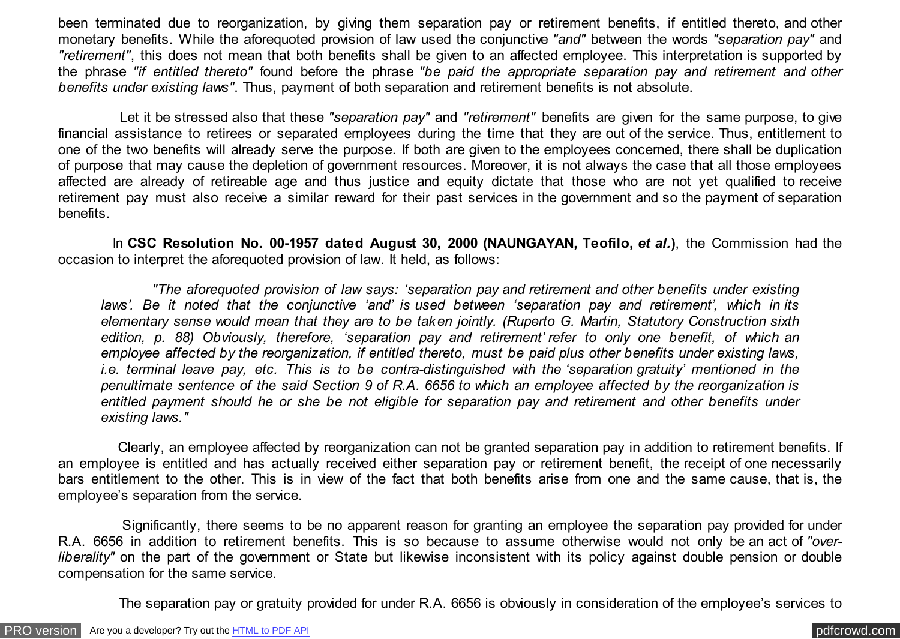been terminated due to reorganization, by giving them separation pay or retirement benefits, if entitled thereto, and other monetary benefits. While the aforequoted provision of law used the conjunctive *"and"* between the words *"separation pay"* and *"retirement"*, this does not mean that both benefits shall be given to an affected employee. This interpretation is supported by the phrase *"if entitled thereto"* found before the phrase *"be paid the appropriate separation pay and retirement and other benefits under existing laws"*. Thus, payment of both separation and retirement benefits is not absolute.

Let it be stressed also that these *"separation pay"* and *"retirement"* benefits are given for the same purpose, to give financial assistance to retirees or separated employees during the time that they are out of the service. Thus, entitlement to one of the two benefits will already serve the purpose. If both are given to the employees concerned, there shall be duplication of purpose that may cause the depletion of government resources. Moreover, it is not always the case that all those employees affected are already of retireable age and thus justice and equity dictate that those who are not yet qualified to receive retirement pay must also receive a similar reward for their past services in the government and so the payment of separation benefits.

In **CSC Resolution No. 00-1957 dated August 30, 2000 (NAUNGAYAN, Teofilo, *et al.*)**, the Commission had the occasion to interpret the aforequoted provision of law. It held, as follows:

> *"The aforequoted provision of law says: 'separation pay and retirement and other benefits under existing laws'. Be it noted that the conjunctive 'and' is used between 'separation pay and retirement', which in its elementary sense would mean that they are to be taken jointly. (Ruperto G. Martin, Statutory Construction sixth edition, p. 88) Obviously, therefore, 'separation pay and retirement' refer to only one benefit, of which an employee affected by the reorganization, if entitled thereto, must be paid plus other benefits under existing laws, i.e. terminal leave pay, etc. This is to be contra-distinguished with the 'separation gratuity' mentioned in the penultimate sentence of the said Section 9 of R.A. 6656 to which an employee affected by the reorganization is entitled payment should he or she be not eligible for separation pay and retirement and other benefits under existing laws."*

Clearly, an employee affected by reorganization can not be granted separation pay in addition to retirement benefits. If an employee is entitled and has actually received either separation pay or retirement benefit, the receipt of one necessarily bars entitlement to the other. This is in view of the fact that both benefits arise from one and the same cause, that is, the employee's separation from the service.

Significantly, there seems to be no apparent reason for granting an employee the separation pay provided for under R.A. 6656 in addition to retirement benefits. This is so because to assume otherwise would not only be an act of *"over-liberality"* on the part of the government or State but likewise inconsistent with its policy against double pension or double compensation for the same service.

The separation pay or gratuity provided for under R.A. 6656 is obviously in consideration of the employee's services to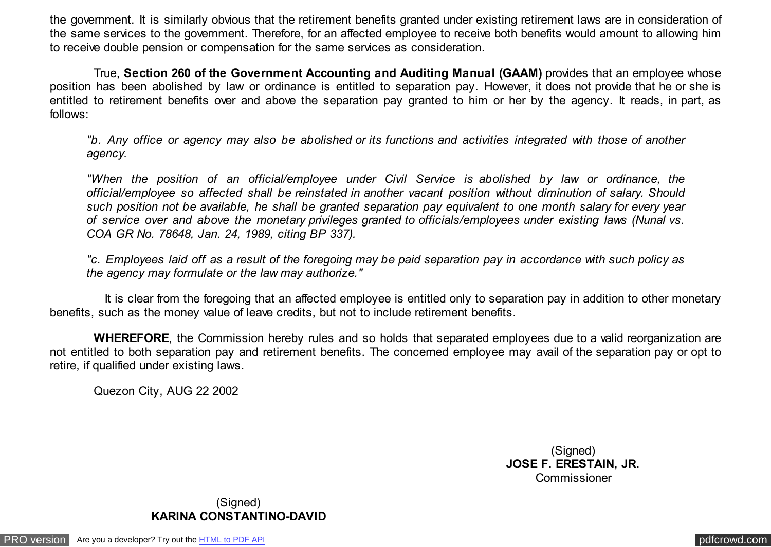the government. It is similarly obvious that the retirement benefits granted under existing retirement laws are in consideration of the same services to the government. Therefore, for an affected employee to receive both benefits would amount to allowing him to receive double pension or compensation for the same services as consideration.

True, **Section 260 of the Government Accounting and Auditing Manual (GAAM)** provides that an employee whose position has been abolished by law or ordinance is entitled to separation pay. However, it does not provide that he or she is entitled to retirement benefits over and above the separation pay granted to him or her by the agency. It reads, in part, as follows:

> *"b. Any office or agency may also be abolished or its functions and activities integrated with those of another agency.*
>
> *"When the position of an official/employee under Civil Service is abolished by law or ordinance, the official/employee so affected shall be reinstated in another vacant position without diminution of salary. Should such position not be available, he shall be granted separation pay equivalent to one month salary for every year of service over and above the monetary privileges granted to officials/employees under existing laws (Nunal vs. COA GR No. 78648, Jan. 24, 1989, citing BP 337).*
>
> *"c. Employees laid off as a result of the foregoing may be paid separation pay in accordance with such policy as the agency may formulate or the law may authorize."*

It is clear from the foregoing that an affected employee is entitled only to separation pay in addition to other monetary benefits, such as the money value of leave credits, but not to include retirement benefits.

**WHEREFORE**, the Commission hereby rules and so holds that separated employees due to a valid reorganization are not entitled to both separation pay and retirement benefits. The concerned employee may avail of the separation pay or opt to retire, if qualified under existing laws.

Quezon City, AUG 22 2002

(Signed)
**JOSE F. ERESTAIN, JR.**
Commissioner

(Signed)
**KARINA CONSTANTINO-DAVID**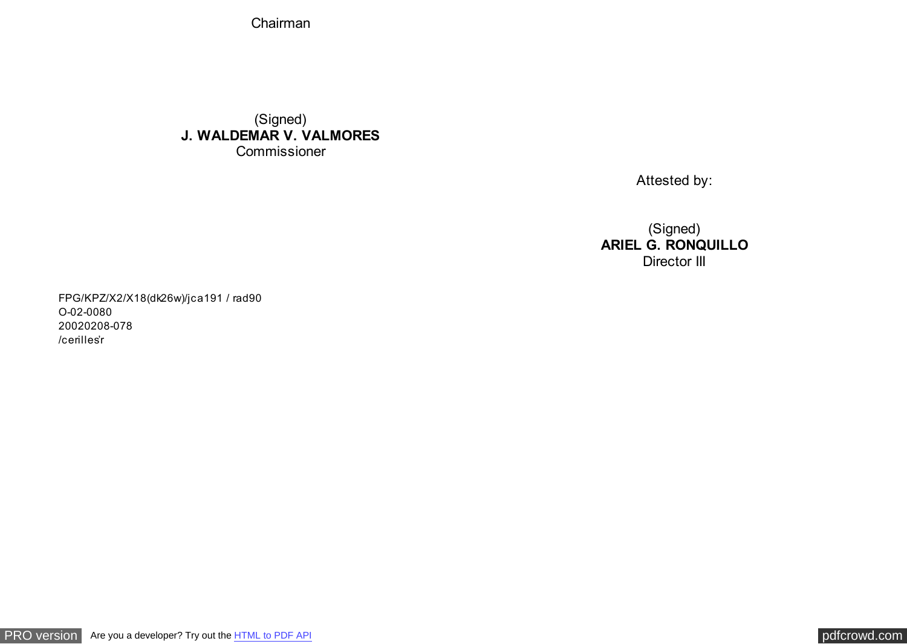Chairman

(Signed)
**J. WALDEMAR V. VALMORES**
Commissioner

Attested by:

(Signed)
**ARIEL G. RONQUILLO**
Director III

FPG/KPZ/X2/X18(dk26w)/jca191 / rad90
O-02-0080
20020208-078
/cerilles'r